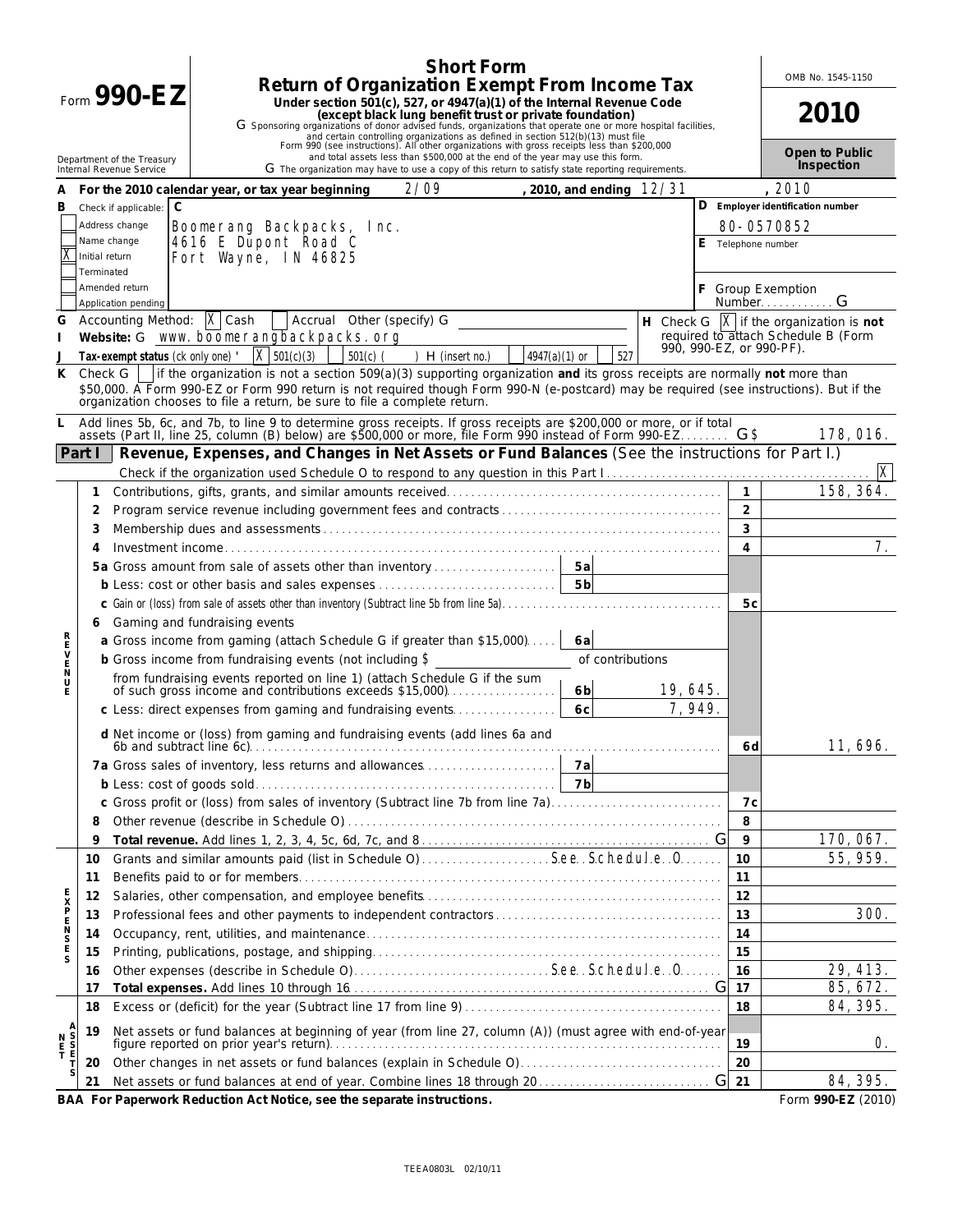# Form 990-EZ

## Short Form Return of Organization Exempt From Income Tax

**Under section 501(c), 527, or 4947(a)(1) of the Internal Revenue Code (except black lung benefit trust or private foundation)**

G Sponsoring organizations of donor advised funds, organizations that operate one or more hospital facilities, and certain controlling organizations as defined in section 512(b)(13) must file Form 990 (see instructions). All other organizations with gross receipts less than $200,000 and total assets less than $500,000 at the end of the year may use this form.

G The organization may have to use a copy of this return to satisfy state reporting requirements.

Department of the Treasury
Internal Revenue Service

OMB No. 1545-1150

**2010**

**Open to Public Inspection**

**A For the 2010 calendar year, or tax year beginning** 2/09 **, 2010, and ending** 12/31 **, 2010**

**B** Check if applicable:
- Address change
- Name change
- [X] Initial return
- Terminated
- Amended return
- Application pending

**C** Boomerang Backpacks, Inc.
4616 E Dupont Road C
Fort Wayne, IN 46825

**D Employer identification number** 80-0570852

**E** Telephone number

**F** Group Exemption Number G

**G** Accounting Method: [X] Cash [ ] Accrual Other (specify) G

**H** Check G [X] if the organization is **not** required to attach Schedule B (Form 990, 990-EZ, or 990-PF).

**I Website:** G www.boomerangbackpacks.org

**J Tax-exempt status** (ck only one) [X] 501(c)(3) [ ] 501(c) ( ) H (insert no.) [ ] 4947(a)(1) or [ ] 527

**K** Check G [ ] if the organization is not a section 509(a)(3) supporting organization **and** its gross receipts are normally **not** more than $50,000. A Form 990-EZ or Form 990 return is not required though Form 990-N (e-postcard) may be required (see instructions). But if the organization chooses to file a return, be sure to file a complete return.

**L** Add lines 5b, 6c, and 7b, to line 9 to determine gross receipts. If gross receipts are $200,000 or more, or if total assets (Part II, line 25, column (B) below) are $500,000 or more, file Form 990 instead of Form 990-EZ. G $ 178,016.

## Part I Revenue, Expenses, and Changes in Net Assets or Fund Balances (See the instructions for Part I.)

Check if the organization used Schedule O to respond to any question in this Part I [X]

| Section | Line | Description | Sub-line | Sub-amount | Line | Amount |
|---|---|---|---|---|---|---|
| REVENUE | 1 | Contributions, gifts, grants, and similar amounts received | | | 1 | 158,364. |
| | 2 | Program service revenue including government fees and contracts | | | 2 | |
| | 3 | Membership dues and assessments | | | 3 | |
| | 4 | Investment income | | | 4 | 7. |
| | 5a | Gross amount from sale of assets other than inventory | 5a | | | |
| | b | Less: cost or other basis and sales expenses | 5b | | | |
| | c | Gain or (loss) from sale of assets other than inventory (Subtract line 5b from line 5a) | | | 5c | |
| | 6 | Gaming and fundraising events | | | | |
| | a | Gross income from gaming (attach Schedule G if greater than $15,000) | 6a | | | |
| | b | Gross income from fundraising events (not including $ ______ of contributions from fundraising events reported on line 1) (attach Schedule G if the sum of such gross income and contributions exceeds $15,000) | 6b | 19,645. | | |
| | c | Less: direct expenses from gaming and fundraising events | 6c | 7,949. | | |
| | d | Net income or (loss) from gaming and fundraising events (add lines 6a and 6b and subtract line 6c) | | | 6d | 11,696. |
| | 7a | Gross sales of inventory, less returns and allowances | 7a | | | |
| | b | Less: cost of goods sold | 7b | | | |
| | c | Gross profit or (loss) from sales of inventory (Subtract line 7b from line 7a) | | | 7c | |
| | 8 | Other revenue (describe in Schedule O) | | | 8 | |
| | 9 | **Total revenue.** Add lines 1, 2, 3, 4, 5c, 6d, 7c, and 8 G | | | 9 | 170,067. |
| EXPENSES | 10 | Grants and similar amounts paid (list in Schedule O) See Schedule O | | | 10 | 55,959. |
| | 11 | Benefits paid to or for members | | | 11 | |
| | 12 | Salaries, other compensation, and employee benefits | | | 12 | |
| | 13 | Professional fees and other payments to independent contractors | | | 13 | 300. |
| | 14 | Occupancy, rent, utilities, and maintenance | | | 14 | |
| | 15 | Printing, publications, postage, and shipping | | | 15 | |
| | 16 | Other expenses (describe in Schedule O) See Schedule O | | | 16 | 29,413. |
| | 17 | **Total expenses.** Add lines 10 through 16 G | | | 17 | 85,672. |
| NET ASSETS | 18 | Excess or (deficit) for the year (Subtract line 17 from line 9) | | | 18 | 84,395. |
| | 19 | Net assets or fund balances at beginning of year (from line 27, column (A)) (must agree with end-of-year figure reported on prior year's return) | | | 19 | 0. |
| | 20 | Other changes in net assets or fund balances (explain in Schedule O) | | | 20 | |
| | 21 | Net assets or fund balances at end of year. Combine lines 18 through 20 G | | | 21 | 84,395. |

**BAA For Paperwork Reduction Act Notice, see the separate instructions.** Form **990-EZ** (2010)

TEEA0803L 02/10/11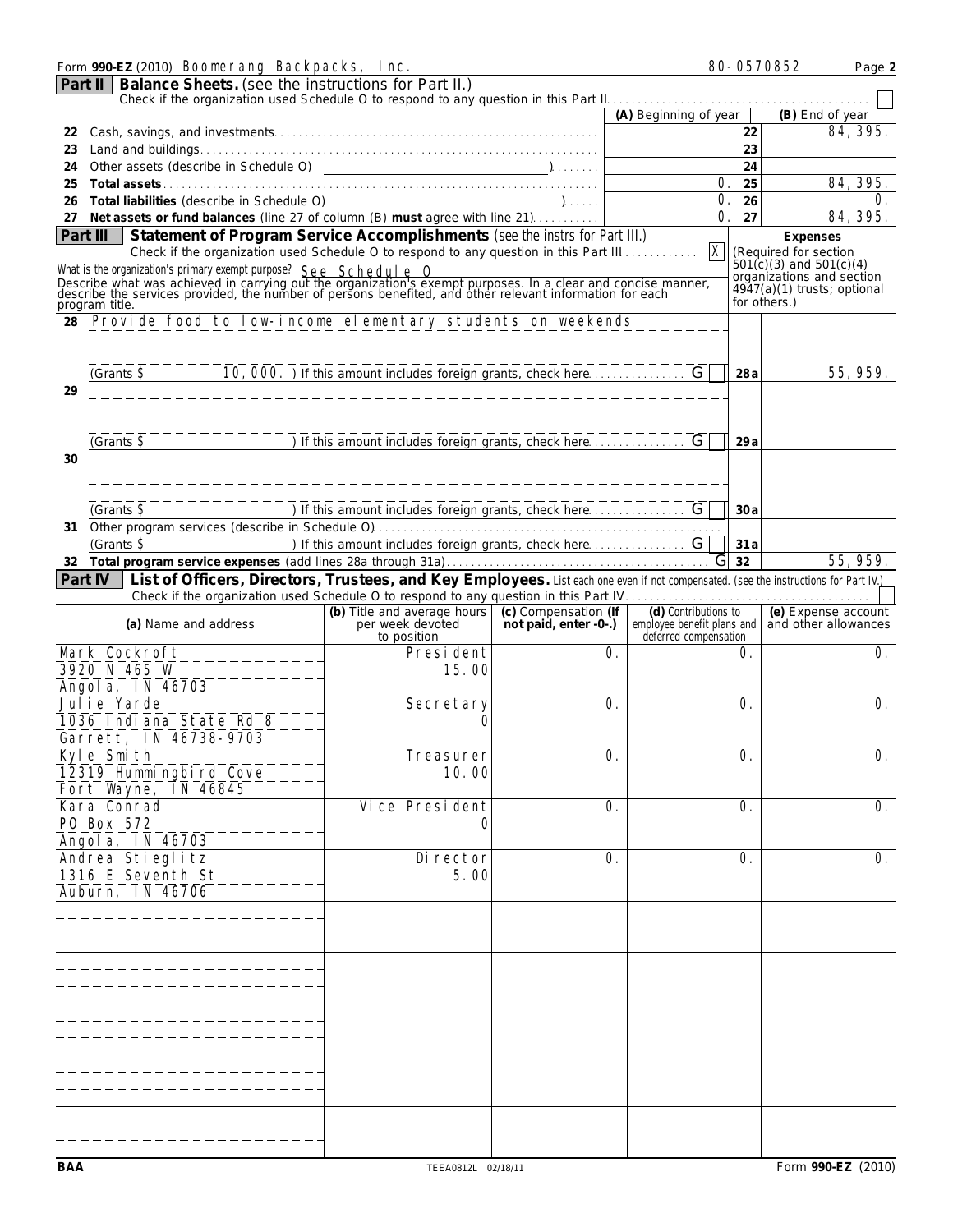Form **990-EZ** (2010) Boomerang Backpacks, Inc. 80-0570852 Page **2**

## Part II — Balance Sheets. (see the instructions for Part II.)

Check if the organization used Schedule O to respond to any question in this Part II. ☐

| | | (A) Beginning of year | | (B) End of year |
|---|---|---|---|---|
| 22 | Cash, savings, and investments | | 22 | 84,395. |
| 23 | Land and buildings | | 23 | |
| 24 | Other assets (describe in Schedule O) | | 24 | |
| 25 | **Total assets** | 0. | 25 | 84,395. |
| 26 | **Total liabilities** (describe in Schedule O) | 0. | 26 | 0. |
| 27 | **Net assets or fund balances** (line 27 of column (B) **must** agree with line 21) | 0. | 27 | 84,395. |

## Part III — Statement of Program Service Accomplishments (see the instrs for Part III.)

Check if the organization used Schedule O to respond to any question in this Part III ☒

**Expenses** (Required for section 501(c)(3) and 501(c)(4) organizations and section 4947(a)(1) trusts; optional for others.)

What is the organization's primary exempt purpose? See Schedule O

Describe what was achieved in carrying out the organization's exempt purposes. In a clear and concise manner, describe the services provided, the number of persons benefited, and other relevant information for each program title.

| | | | |
|---|---|---|---|
| 28 | Provide food to low-income elementary students on weekends<br>(Grants $ 10,000. ) If this amount includes foreign grants, check here ☐ | 28a | 55,959. |
| 29 | (Grants $ ) If this amount includes foreign grants, check here ☐ | 29a | |
| 30 | (Grants $ ) If this amount includes foreign grants, check here ☐ | 30a | |
| 31 | Other program services (describe in Schedule O)<br>(Grants $ ) If this amount includes foreign grants, check here ☐ | 31a | |
| 32 | **Total program service expenses** (add lines 28a through 31a) | 32 | 55,959. |

## Part IV — List of Officers, Directors, Trustees, and Key Employees. List each one even if not compensated. (see the instructions for Part IV.)

Check if the organization used Schedule O to respond to any question in this Part IV ☐

| (a) Name and address | (b) Title and average hours per week devoted to position | (c) Compensation (If not paid, enter -0-.) | (d) Contributions to employee benefit plans and deferred compensation | (e) Expense account and other allowances |
|---|---|---|---|---|
| Mark Cockroft<br>3920 N 465 W<br>Angola, IN 46703 | President<br>15.00 | 0. | 0. | 0. |
| Julie Yarde<br>1036 Indiana State Rd 8<br>Garrett, IN 46738-9703 | Secretary<br>0 | 0. | 0. | 0. |
| Kyle Smith<br>12319 Hummingbird Cove<br>Fort Wayne, IN 46845 | Treasurer<br>10.00 | 0. | 0. | 0. |
| Kara Conrad<br>PO Box 572<br>Angola, IN 46703 | Vice President<br>0 | 0. | 0. | 0. |
| Andrea Stieglitz<br>1316 E Seventh St<br>Auburn, IN 46706 | Director<br>5.00 | 0. | 0. | 0. |
| | | | | |
| | | | | |
| | | | | |
| | | | | |
| | | | | |

BAA TEEA0812L 02/18/11 Form **990-EZ** (2010)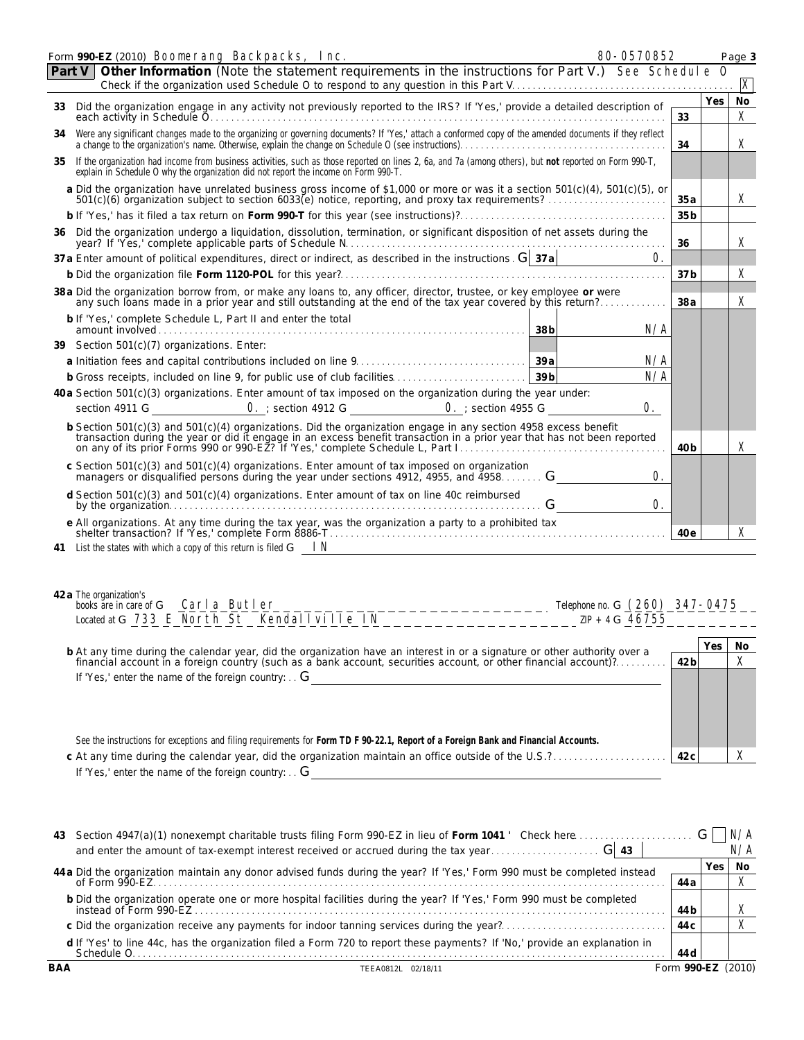Form **990-EZ** (2010) Boomerang Backpacks, Inc. 80-0570852 Page **3**

## Part V Other Information (Note the statement requirements in the instructions for Part V.) See Schedule O

Check if the organization used Schedule O to respond to any question in this Part V . . . [X]

| | | | Yes | No |
|---|---|---|---|---|
| **33** | Did the organization engage in any activity not previously reported to the IRS? If 'Yes,' provide a detailed description of each activity in Schedule O | 33 | | X |
| **34** | Were any significant changes made to the organizing or governing documents? If 'Yes,' attach a conformed copy of the amended documents if they reflect a change to the organization's name. Otherwise, explain the change on Schedule O (see instructions) | 34 | | X |
| **35** | If the organization had income from business activities, such as those reported on lines 2, 6a, and 7a (among others), but **not** reported on Form 990-T, explain in Schedule O why the organization did not report the income on Form 990-T. | | | |
| **a** | Did the organization have unrelated business gross income of $1,000 or more or was it a section 501(c)(4), 501(c)(5), or 501(c)(6) organization subject to section 6033(e) notice, reporting, and proxy tax requirements? | 35a | | X |
| **b** | If 'Yes,' has it filed a tax return on **Form 990-T** for this year (see instructions)? | 35b | | |
| **36** | Did the organization undergo a liquidation, dissolution, termination, or significant disposition of net assets during the year? If 'Yes,' complete applicable parts of Schedule N | 36 | | X |
| **37a** | Enter amount of political expenditures, direct or indirect, as described in the instructions. 37a: 0. | | | |
| **b** | Did the organization file **Form 1120-POL** for this year? | 37b | | X |
| **38a** | Did the organization borrow from, or make any loans to, any officer, director, trustee, or key employee **or** were any such loans made in a prior year and still outstanding at the end of the tax year covered by this return? | 38a | | X |
| **b** | If 'Yes,' complete Schedule L, Part II and enter the total amount involved. 38b: N/A | | | |
| **39** | Section 501(c)(7) organizations. Enter: | | | |
| **a** | Initiation fees and capital contributions included on line 9. 39a: N/A | | | |
| **b** | Gross receipts, included on line 9, for public use of club facilities. 39b: N/A | | | |
| **40a** | Section 501(c)(3) organizations. Enter amount of tax imposed on the organization during the year under: section 4911 0. ; section 4912 0. ; section 4955 0. | | | |
| **b** | Section 501(c)(3) and 501(c)(4) organizations. Did the organization engage in any section 4958 excess benefit transaction during the year or did it engage in an excess benefit transaction in a prior year that has not been reported on any of its prior Forms 990 or 990-EZ? If 'Yes,' complete Schedule L, Part I | 40b | | X |
| **c** | Section 501(c)(3) and 501(c)(4) organizations. Enter amount of tax imposed on organization managers or disqualified persons during the year under sections 4912, 4955, and 4958: 0. | | | |
| **d** | Section 501(c)(3) and 501(c)(4) organizations. Enter amount of tax on line 40c reimbursed by the organization: 0. | | | |
| **e** | All organizations. At any time during the tax year, was the organization a party to a prohibited tax shelter transaction? If 'Yes,' complete Form 8886-T | 40e | | X |

**41** List the states with which a copy of this return is filed: IN

**42a** The organization's books are in care of: Carla Butler Telephone no. (260) 347-0475
Located at: 733 E North St Kendallville IN ZIP + 4: 46755

| | | | Yes | No |
|---|---|---|---|---|
| **b** | At any time during the calendar year, did the organization have an interest in or a signature or other authority over a financial account in a foreign country (such as a bank account, securities account, or other financial account)? If 'Yes,' enter the name of the foreign country: | 42b | | X |
| | See the instructions for exceptions and filing requirements for **Form TD F 90-22.1, Report of a Foreign Bank and Financial Accounts.** | | | |
| **c** | At any time during the calendar year, did the organization maintain an office outside of the U.S.? If 'Yes,' enter the name of the foreign country: | 42c | | X |

**43** Section 4947(a)(1) nonexempt charitable trusts filing Form 990-EZ in lieu of **Form 1041** – Check here . . . [ ] N/A
and enter the amount of tax-exempt interest received or accrued during the tax year . . . 43: N/A

| | | | Yes | No |
|---|---|---|---|---|
| **44a** | Did the organization maintain any donor advised funds during the year? If 'Yes,' Form 990 must be completed instead of Form 990-EZ | 44a | | X |
| **b** | Did the organization operate one or more hospital facilities during the year? If 'Yes,' Form 990 must be completed instead of Form 990-EZ | 44b | | X |
| **c** | Did the organization receive any payments for indoor tanning services during the year? | 44c | | X |
| **d** | If 'Yes' to line 44c, has the organization filed a Form 720 to report these payments? If 'No,' provide an explanation in Schedule O | 44d | | |

BAA TEEA0812L 02/18/11 Form **990-EZ** (2010)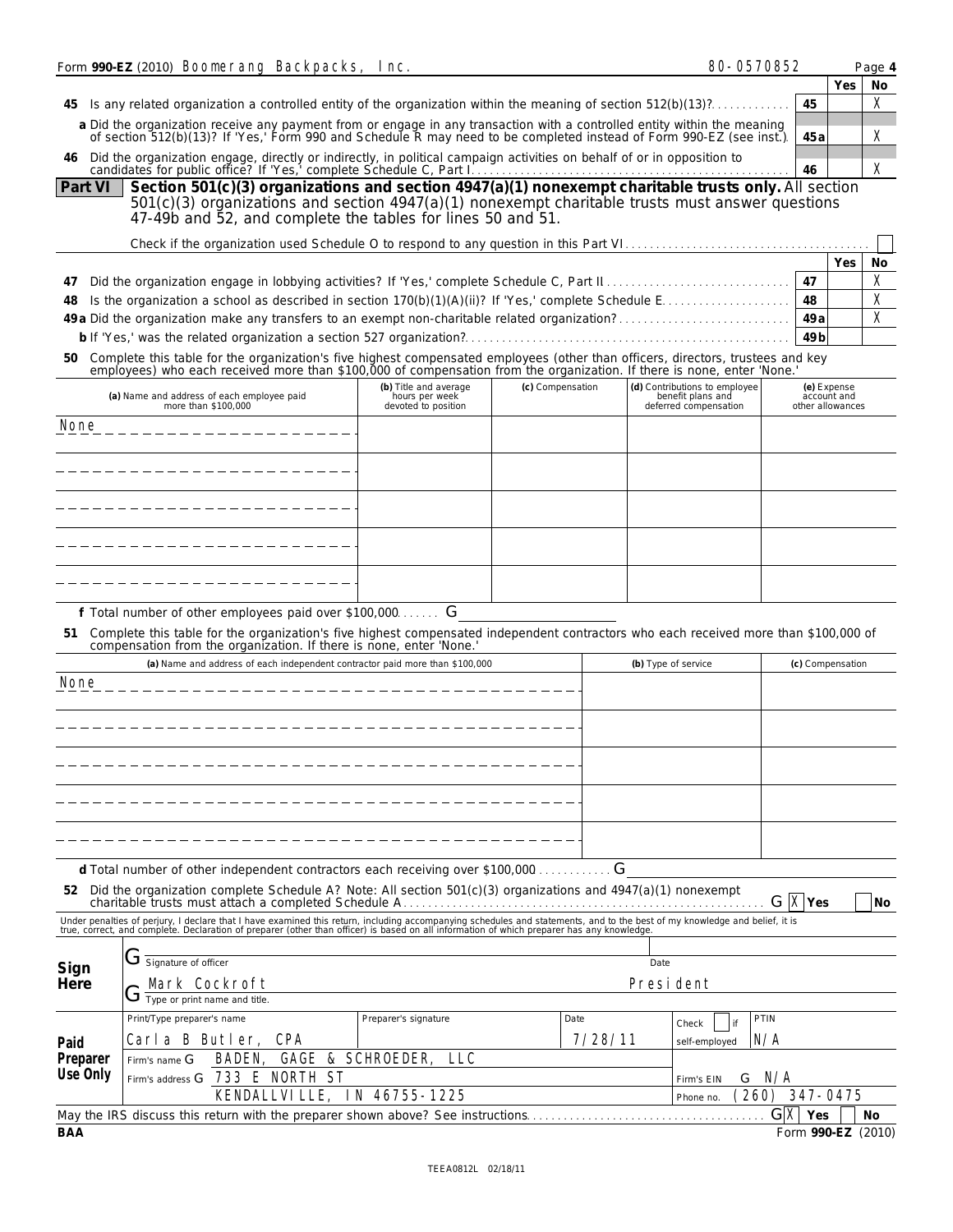Form **990-EZ** (2010) Boomerang Backpacks, Inc. 80-0570852 Page **4**

| | | Yes | No |
|---|---|---|---|
| **45** Is any related organization a controlled entity of the organization within the meaning of section 512(b)(13)? | 45 | | X |
| **a** Did the organization receive any payment from or engage in any transaction with a controlled entity within the meaning of section 512(b)(13)? If 'Yes,' Form 990 and Schedule R may need to be completed instead of Form 990-EZ (see inst.) | 45a | | X |
| **46** Did the organization engage, directly or indirectly, in political campaign activities on behalf of or in opposition to candidates for public office? If 'Yes,' complete Schedule C, Part I | 46 | | X |

## Part VI — Section 501(c)(3) organizations and section 4947(a)(1) nonexempt charitable trusts only.

All section 501(c)(3) organizations and section 4947(a)(1) nonexempt charitable trusts must answer questions 47-49b and 52, and complete the tables for lines 50 and 51.

Check if the organization used Schedule O to respond to any question in this Part VI [ ]

| | | Yes | No |
|---|---|---|---|
| **47** Did the organization engage in lobbying activities? If 'Yes,' complete Schedule C, Part II | 47 | | X |
| **48** Is the organization a school as described in section 170(b)(1)(A)(ii)? If 'Yes,' complete Schedule E | 48 | | X |
| **49a** Did the organization make any transfers to an exempt non-charitable related organization? | 49a | | X |
| **b** If 'Yes,' was the related organization a section 527 organization? | 49b | | |

**50** Complete this table for the organization's five highest compensated employees (other than officers, directors, trustees and key employees) who each received more than $100,000 of compensation from the organization. If there is none, enter 'None.'

| (a) Name and address of each employee paid more than $100,000 | (b) Title and average hours per week devoted to position | (c) Compensation | (d) Contributions to employee benefit plans and deferred compensation | (e) Expense account and other allowances |
|---|---|---|---|---|
| None | | | | |
| | | | | |
| | | | | |
| | | | | |
| | | | | |

**f** Total number of other employees paid over $100,000

**51** Complete this table for the organization's five highest compensated independent contractors who each received more than $100,000 of compensation from the organization. If there is none, enter 'None.'

| (a) Name and address of each independent contractor paid more than $100,000 | (b) Type of service | (c) Compensation |
|---|---|---|
| None | | |
| | | |
| | | |
| | | |
| | | |

**d** Total number of other independent contractors each receiving over $100,000

**52** Did the organization complete Schedule A? Note: All section 501(c)(3) organizations and 4947(a)(1) nonexempt charitable trusts must attach a completed Schedule A [X] Yes [ ] No

Under penalties of perjury, I declare that I have examined this return, including accompanying schedules and statements, and to the best of my knowledge and belief, it is true, correct, and complete. Declaration of preparer (other than officer) is based on all information of which preparer has any knowledge.

**Sign Here**

Signature of officer — Date

Mark Cockroft — President
Type or print name and title.

**Paid Preparer Use Only**

| Print/Type preparer's name | Preparer's signature | Date | Check [ ] if self-employed | PTIN |
|---|---|---|---|---|
| Carla B Butler, CPA | | 7/28/11 | | N/A |

Firm's name: BADEN, GAGE & SCHROEDER, LLC
Firm's address: 733 E NORTH ST, KENDALLVILLE, IN 46755-1225
Firm's EIN: N/A
Phone no. (260) 347-0475

May the IRS discuss this return with the preparer shown above? See instructions [X] Yes [ ] No

BAA Form **990-EZ** (2010)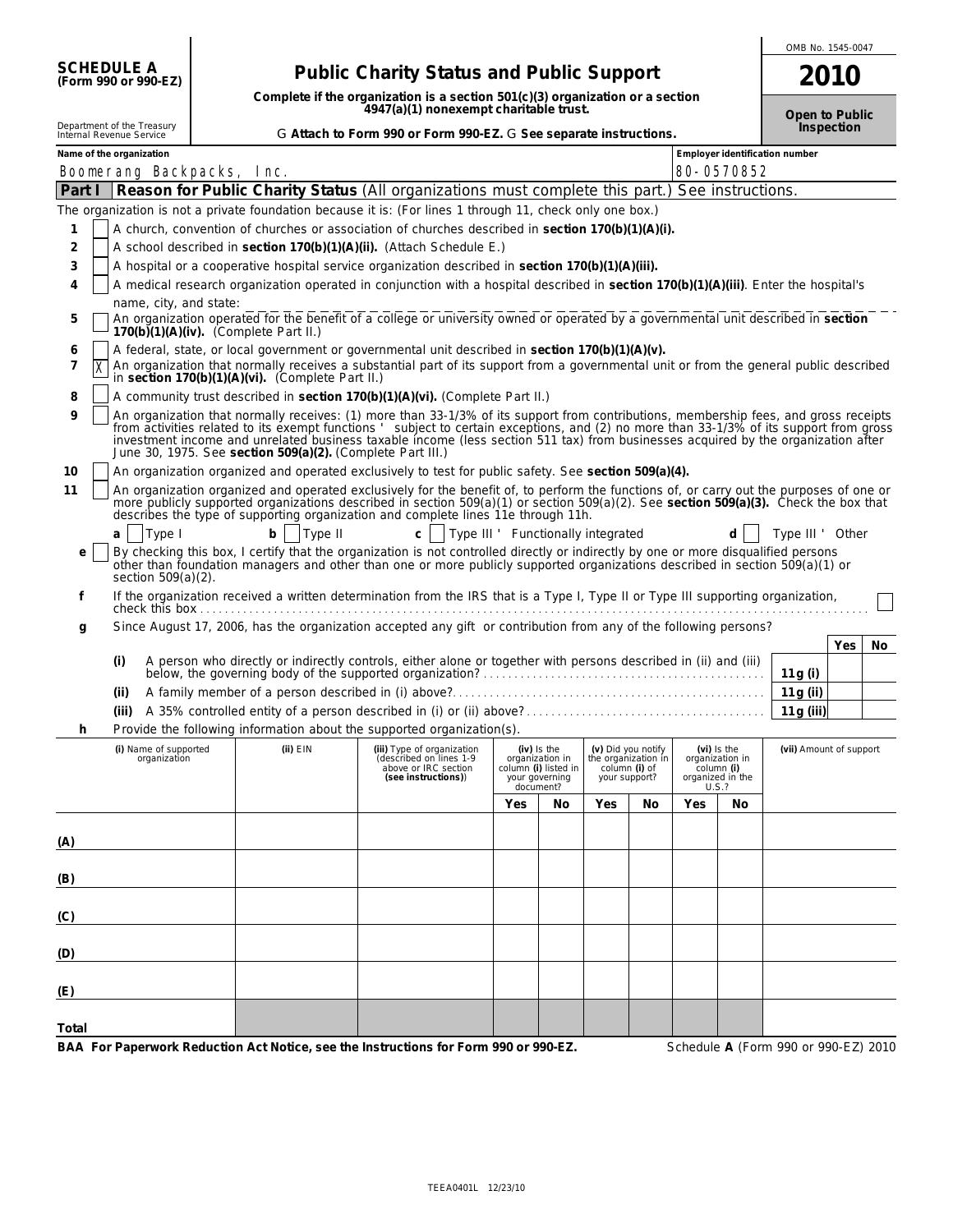OMB No. 1545-0047

# SCHEDULE A
**(Form 990 or 990-EZ)**

Department of the Treasury
Internal Revenue Service

## Public Charity Status and Public Support

**Complete if the organization is a section 501(c)(3) organization or a section 4947(a)(1) nonexempt charitable trust.**

**▶ Attach to Form 990 or Form 990-EZ. ▶ See separate instructions.**

**2010**

**Open to Public Inspection**

| Name of the organization | Employer identification number |
|---|---|
| Boomerang Backpacks, Inc. | 80-0570852 |

## Part I — Reason for Public Charity Status (All organizations must complete this part.) See instructions.

The organization is not a private foundation because it is: (For lines 1 through 11, check only one box.)

1. [ ] A church, convention of churches or association of churches described in **section 170(b)(1)(A)(i).**
2. [ ] A school described in **section 170(b)(1)(A)(ii).** (Attach Schedule E.)
3. [ ] A hospital or a cooperative hospital service organization described in **section 170(b)(1)(A)(iii).**
4. [ ] A medical research organization operated in conjunction with a hospital described in **section 170(b)(1)(A)(iii)**. Enter the hospital's name, city, and state:
5. [ ] An organization operated for the benefit of a college or university owned or operated by a governmental unit described in **section 170(b)(1)(A)(iv).** (Complete Part II.)
6. [ ] A federal, state, or local government or governmental unit described in **section 170(b)(1)(A)(v).**
7. [X] An organization that normally receives a substantial part of its support from a governmental unit or from the general public described in **section 170(b)(1)(A)(vi).** (Complete Part II.)
8. [ ] A community trust described in **section 170(b)(1)(A)(vi).** (Complete Part II.)
9. [ ] An organization that normally receives: (1) more than 33-1/3% of its support from contributions, membership fees, and gross receipts from activities related to its exempt functions – subject to certain exceptions, and (2) no more than 33-1/3% of its support from gross investment income and unrelated business taxable income (less section 511 tax) from businesses acquired by the organization after June 30, 1975. See **section 509(a)(2).** (Complete Part III.)
10. [ ] An organization organized and operated exclusively to test for public safety. See **section 509(a)(4).**
11. [ ] An organization organized and operated exclusively for the benefit of, to perform the functions of, or carry out the purposes of one or more publicly supported organizations described in section 509(a)(1) or section 509(a)(2). See **section 509(a)(3).** Check the box that describes the type of supporting organization and complete lines 11e through 11h.

**a** [ ] Type I  **b** [ ] Type II  **c** [ ] Type III – Functionally integrated  **d** [ ] Type III – Other

**e** [ ] By checking this box, I certify that the organization is not controlled directly or indirectly by one or more disqualified persons other than foundation managers and other than one or more publicly supported organizations described in section 509(a)(1) or section 509(a)(2).

**f** If the organization received a written determination from the IRS that is a Type I, Type II or Type III supporting organization, check this box . . . [ ]

**g** Since August 17, 2006, has the organization accepted any gift or contribution from any of the following persons?

| | | | Yes | No |
|---|---|---|---|---|
| (i) | A person who directly or indirectly controls, either alone or together with persons described in (ii) and (iii) below, the governing body of the supported organization? | 11g (i) | | |
| (ii) | A family member of a person described in (i) above? | 11g (ii) | | |
| (iii) | A 35% controlled entity of a person described in (i) or (ii) above? | 11g (iii) | | |

**h** Provide the following information about the supported organization(s).

| (i) Name of supported organization | (ii) EIN | (iii) Type of organization (described on lines 1-9 above or IRC section (see instructions)) | (iv) Is the organization in column (i) listed in your governing document? | | (v) Did you notify the organization in column (i) of your support? | | (vi) Is the organization in column (i) organized in the U.S.? | | (vii) Amount of support |
|---|---|---|---|---|---|---|---|---|---|
| | | | Yes | No | Yes | No | Yes | No | |
| (A) | | | | | | | | | |
| (B) | | | | | | | | | |
| (C) | | | | | | | | | |
| (D) | | | | | | | | | |
| (E) | | | | | | | | | |
| Total | | | | | | | | | |

**BAA For Paperwork Reduction Act Notice, see the Instructions for Form 990 or 990-EZ.** Schedule **A** (Form 990 or 990-EZ) 2010

TEEA0401L 12/23/10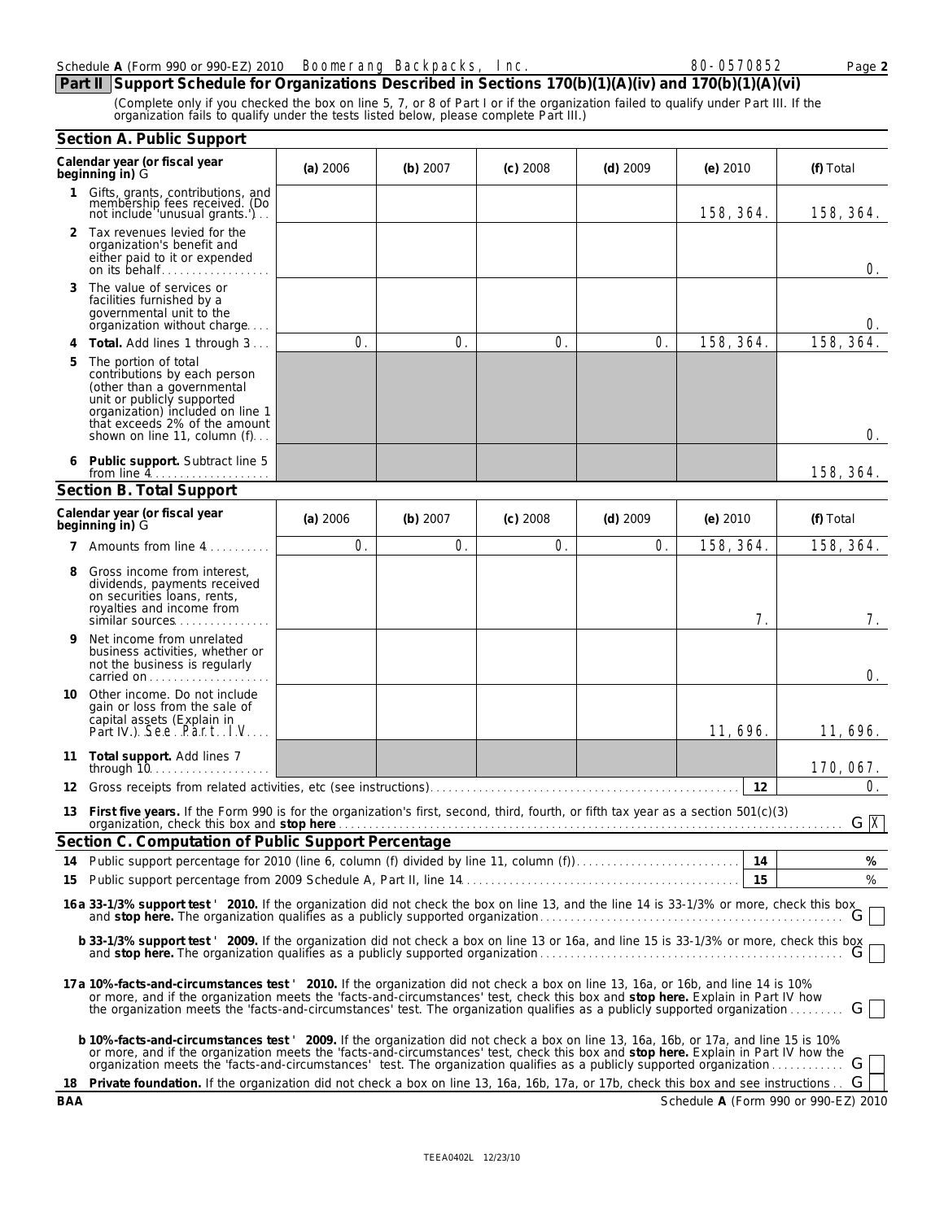Schedule **A** (Form 990 or 990-EZ) 2010 Boomerang Backpacks, Inc. 80-0570852 Page **2**

## Part II Support Schedule for Organizations Described in Sections 170(b)(1)(A)(iv) and 170(b)(1)(A)(vi)

(Complete only if you checked the box on line 5, 7, or 8 of Part I or if the organization failed to qualify under Part III. If the organization fails to qualify under the tests listed below, please complete Part III.)

### Section A. Public Support

| Calendar year (or fiscal year beginning in) G | (a) 2006 | (b) 2007 | (c) 2008 | (d) 2009 | (e) 2010 | (f) Total |
|---|---|---|---|---|---|---|
| 1 Gifts, grants, contributions, and membership fees received. (Do not include 'unusual grants.') | | | | | 158,364. | 158,364. |
| 2 Tax revenues levied for the organization's benefit and either paid to it or expended on its behalf | | | | | | 0. |
| 3 The value of services or facilities furnished by a governmental unit to the organization without charge | | | | | | 0. |
| 4 **Total.** Add lines 1 through 3 | 0. | 0. | 0. | 0. | 158,364. | 158,364. |
| 5 The portion of total contributions by each person (other than a governmental unit or publicly supported organization) included on line 1 that exceeds 2% of the amount shown on line 11, column (f) | | | | | | 0. |
| 6 **Public support.** Subtract line 5 from line 4 | | | | | | 158,364. |

### Section B. Total Support

| Calendar year (or fiscal year beginning in) G | (a) 2006 | (b) 2007 | (c) 2008 | (d) 2009 | (e) 2010 | (f) Total |
|---|---|---|---|---|---|---|
| 7 Amounts from line 4 | 0. | 0. | 0. | 0. | 158,364. | 158,364. |
| 8 Gross income from interest, dividends, payments received on securities loans, rents, royalties and income from similar sources | | | | | 7. | 7. |
| 9 Net income from unrelated business activities, whether or not the business is regularly carried on | | | | | | 0. |
| 10 Other income. Do not include gain or loss from the sale of capital assets (Explain in Part IV.) See Part IV | | | | | 11,696. | 11,696. |
| 11 **Total support.** Add lines 7 through 10 | | | | | | 170,067. |

12 Gross receipts from related activities, etc (see instructions) — 12 — 0.

13 **First five years.** If the Form 990 is for the organization's first, second, third, fourth, or fifth tax year as a section 501(c)(3) organization, check this box and **stop here** G [X]

### Section C. Computation of Public Support Percentage

14 Public support percentage for 2010 (line 6, column (f) divided by line 11, column (f)) — 14 — %

15 Public support percentage from 2009 Schedule A, Part II, line 14 — 15 — %

**16a 33-1/3% support test ' 2010.** If the organization did not check the box on line 13, and the line 14 is 33-1/3% or more, check this box and **stop here.** The organization qualifies as a publicly supported organization G [ ]

**b 33-1/3% support test ' 2009.** If the organization did not check a box on line 13 or 16a, and line 15 is 33-1/3% or more, check this box and **stop here.** The organization qualifies as a publicly supported organization G [ ]

**17a 10%-facts-and-circumstances test ' 2010.** If the organization did not check a box on line 13, 16a, or 16b, and line 14 is 10% or more, and if the organization meets the 'facts-and-circumstances' test, check this box and **stop here.** Explain in Part IV how the organization meets the 'facts-and-circumstances' test. The organization qualifies as a publicly supported organization G [ ]

**b 10%-facts-and-circumstances test ' 2009.** If the organization did not check a box on line 13, 16a, 16b, or 17a, and line 15 is 10% or more, and if the organization meets the 'facts-and-circumstances' test, check this box and **stop here.** Explain in Part IV how the organization meets the 'facts-and-circumstances' test. The organization qualifies as a publicly supported organization G [ ]

18 **Private foundation.** If the organization did not check a box on line 13, 16a, 16b, 17a, or 17b, check this box and see instructions G [ ]

BAA Schedule **A** (Form 990 or 990-EZ) 2010

TEEA0402L 12/23/10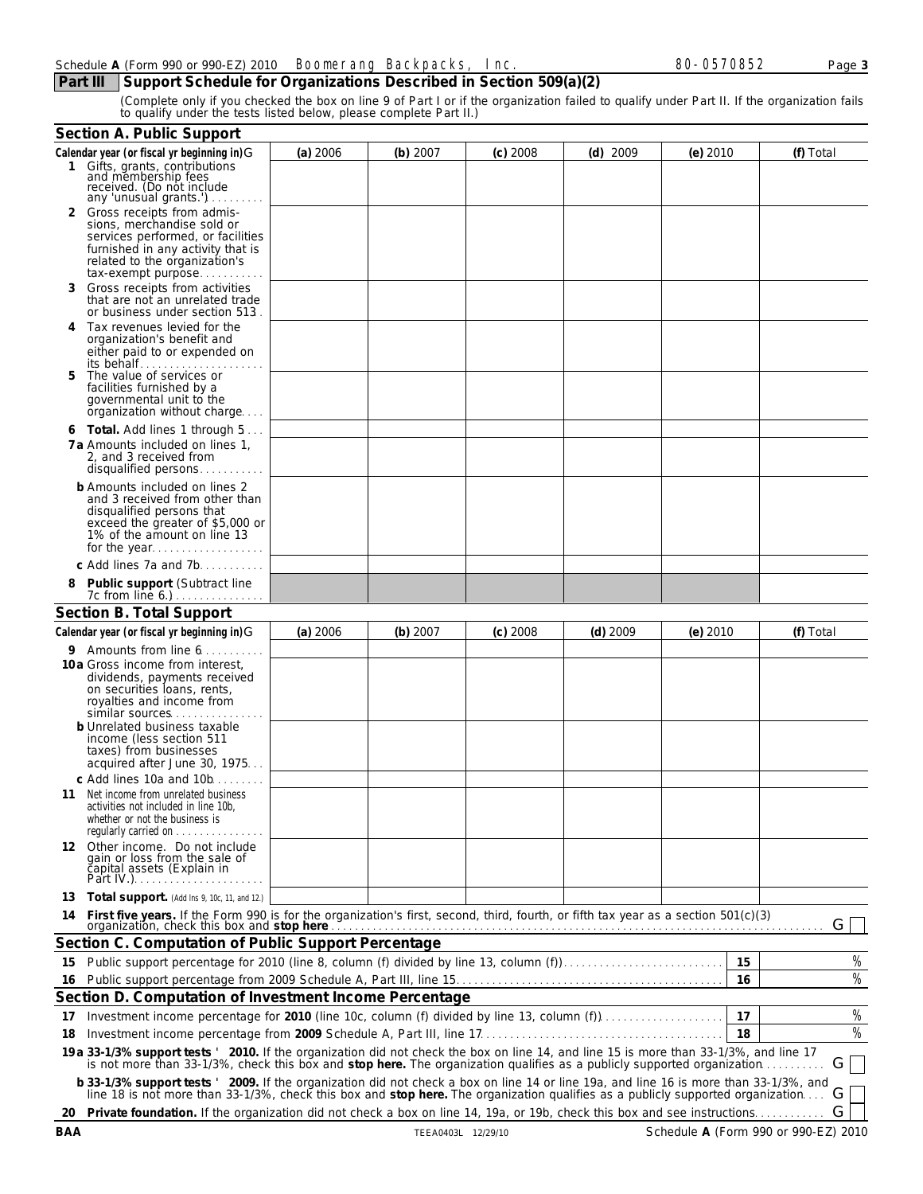Schedule **A** (Form 990 or 990-EZ) 2010 Boomerang Backpacks, Inc. 80-0570852 Page **3**

## Part III Support Schedule for Organizations Described in Section 509(a)(2)

(Complete only if you checked the box on line 9 of Part I or if the organization failed to qualify under Part II. If the organization fails to qualify under the tests listed below, please complete Part II.)

### Section A. Public Support

| Calendar year (or fiscal yr beginning in) G | (a) 2006 | (b) 2007 | (c) 2008 | (d) 2009 | (e) 2010 | (f) Total |
|---|---|---|---|---|---|---|
| 1 Gifts, grants, contributions and membership fees received. (Do not include any 'unusual grants.') | | | | | | |
| 2 Gross receipts from admissions, merchandise sold or services performed, or facilities furnished in any activity that is related to the organization's tax-exempt purpose | | | | | | |
| 3 Gross receipts from activities that are not an unrelated trade or business under section 513 | | | | | | |
| 4 Tax revenues levied for the organization's benefit and either paid to or expended on its behalf | | | | | | |
| 5 The value of services or facilities furnished by a governmental unit to the organization without charge | | | | | | |
| 6 **Total.** Add lines 1 through 5 | | | | | | |
| 7a Amounts included on lines 1, 2, and 3 received from disqualified persons | | | | | | |
| b Amounts included on lines 2 and 3 received from other than disqualified persons that exceed the greater of $5,000 or 1% of the amount on line 13 for the year | | | | | | |
| c Add lines 7a and 7b | | | | | | |
| 8 **Public support** (Subtract line 7c from line 6.) | | | | | | |

### Section B. Total Support

| Calendar year (or fiscal yr beginning in) G | (a) 2006 | (b) 2007 | (c) 2008 | (d) 2009 | (e) 2010 | (f) Total |
|---|---|---|---|---|---|---|
| 9 Amounts from line 6 | | | | | | |
| 10a Gross income from interest, dividends, payments received on securities loans, rents, royalties and income from similar sources | | | | | | |
| b Unrelated business taxable income (less section 511 taxes) from businesses acquired after June 30, 1975 | | | | | | |
| c Add lines 10a and 10b | | | | | | |
| 11 Net income from unrelated business activities not included in line 10b, whether or not the business is regularly carried on | | | | | | |
| 12 Other income. Do not include gain or loss from the sale of capital assets (Explain in Part IV.) | | | | | | |
| 13 **Total support.** (Add lns 9, 10c, 11, and 12.) | | | | | | |

14 **First five years.** If the Form 990 is for the organization's first, second, third, fourth, or fifth tax year as a section 501(c)(3) organization, check this box and **stop here** G ☐

### Section C. Computation of Public Support Percentage

| | | |
|---|---|---|
| 15 Public support percentage for 2010 (line 8, column (f) divided by line 13, column (f)) | 15 | % |
| 16 Public support percentage from 2009 Schedule A, Part III, line 15 | 16 | % |

### Section D. Computation of Investment Income Percentage

| | | |
|---|---|---|
| 17 Investment income percentage for **2010** (line 10c, column (f) divided by line 13, column (f)) | 17 | % |
| 18 Investment income percentage from **2009** Schedule A, Part III, line 17 | 18 | % |

**19a 33-1/3% support tests ' 2010.** If the organization did not check the box on line 14, and line 15 is more than 33-1/3%, and line 17 is not more than 33-1/3%, check this box and **stop here.** The organization qualifies as a publicly supported organization G ☐

**b 33-1/3% support tests ' 2009.** If the organization did not check a box on line 14 or line 19a, and line 16 is more than 33-1/3%, and line 18 is not more than 33-1/3%, check this box and **stop here.** The organization qualifies as a publicly supported organization G ☐

**20 Private foundation.** If the organization did not check a box on line 14, 19a, or 19b, check this box and see instructions G ☐

**BAA** TEEA0403L 12/29/10 Schedule **A** (Form 990 or 990-EZ) 2010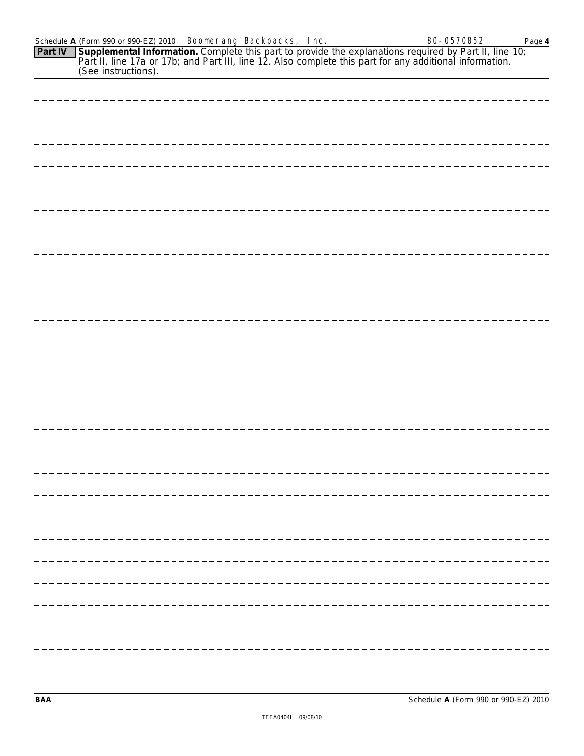Schedule **A** (Form 990 or 990-EZ) 2010 Boomerang Backpacks, Inc. 80-0570852 Page **4**

**Part IV** **Supplemental Information.** Complete this part to provide the explanations required by Part II, line 10; Part II, line 17a or 17b; and Part III, line 12. Also complete this part for any additional information. (See instructions).

**BAA** Schedule **A** (Form 990 or 990-EZ) 2010

TEEA0404L 09/08/10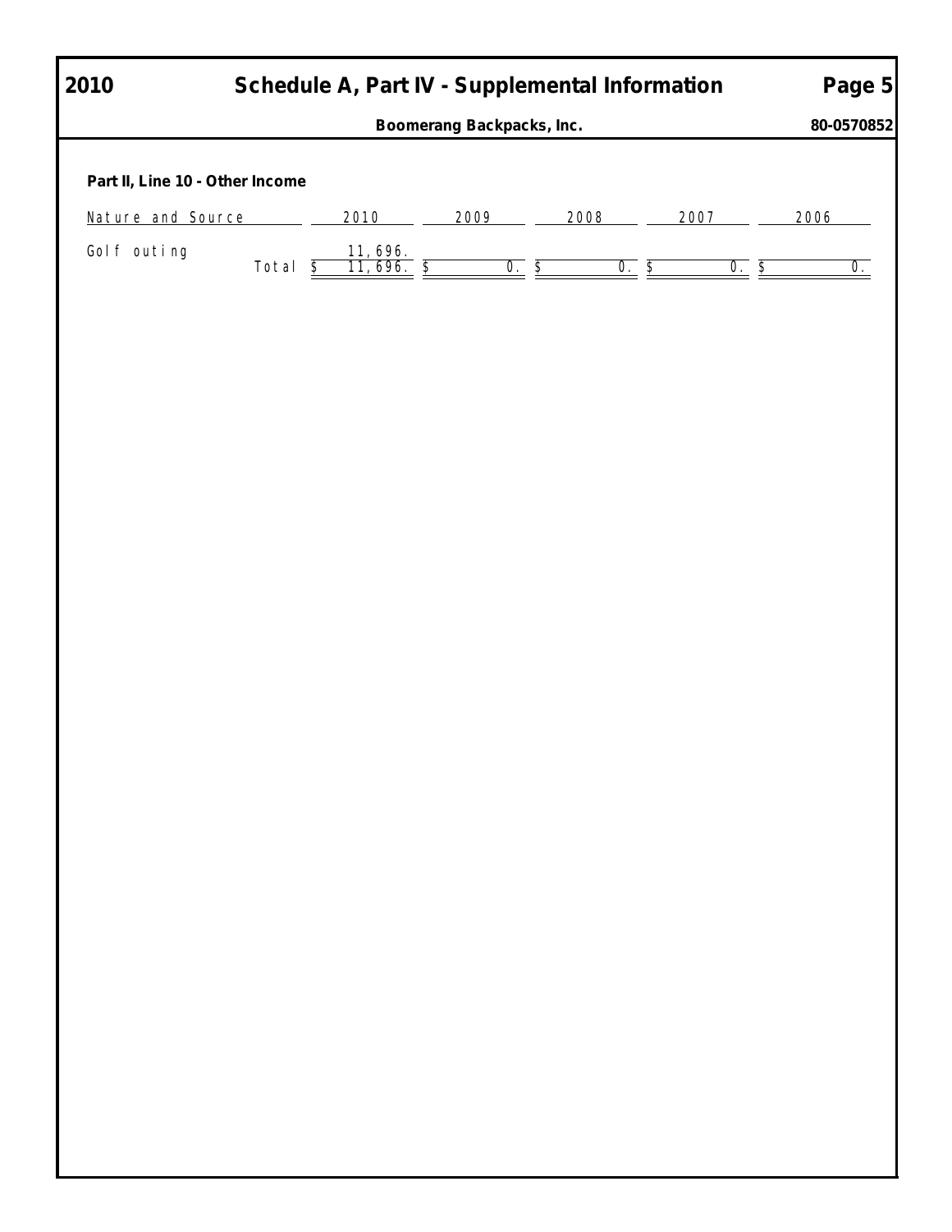# 2010 Schedule A, Part IV - Supplemental Information Page 5

**Boomerang Backpacks, Inc.** **80-0570852**

**Part II, Line 10 - Other Income**

| Nature and Source | 2010 | 2009 | 2008 | 2007 | 2006 |
|---|---|---|---|---|---|
| Golf outing | 11,696. | | | | |
| Total | $ 11,696. | $ 0. | $ 0. | $ 0. | $ 0. |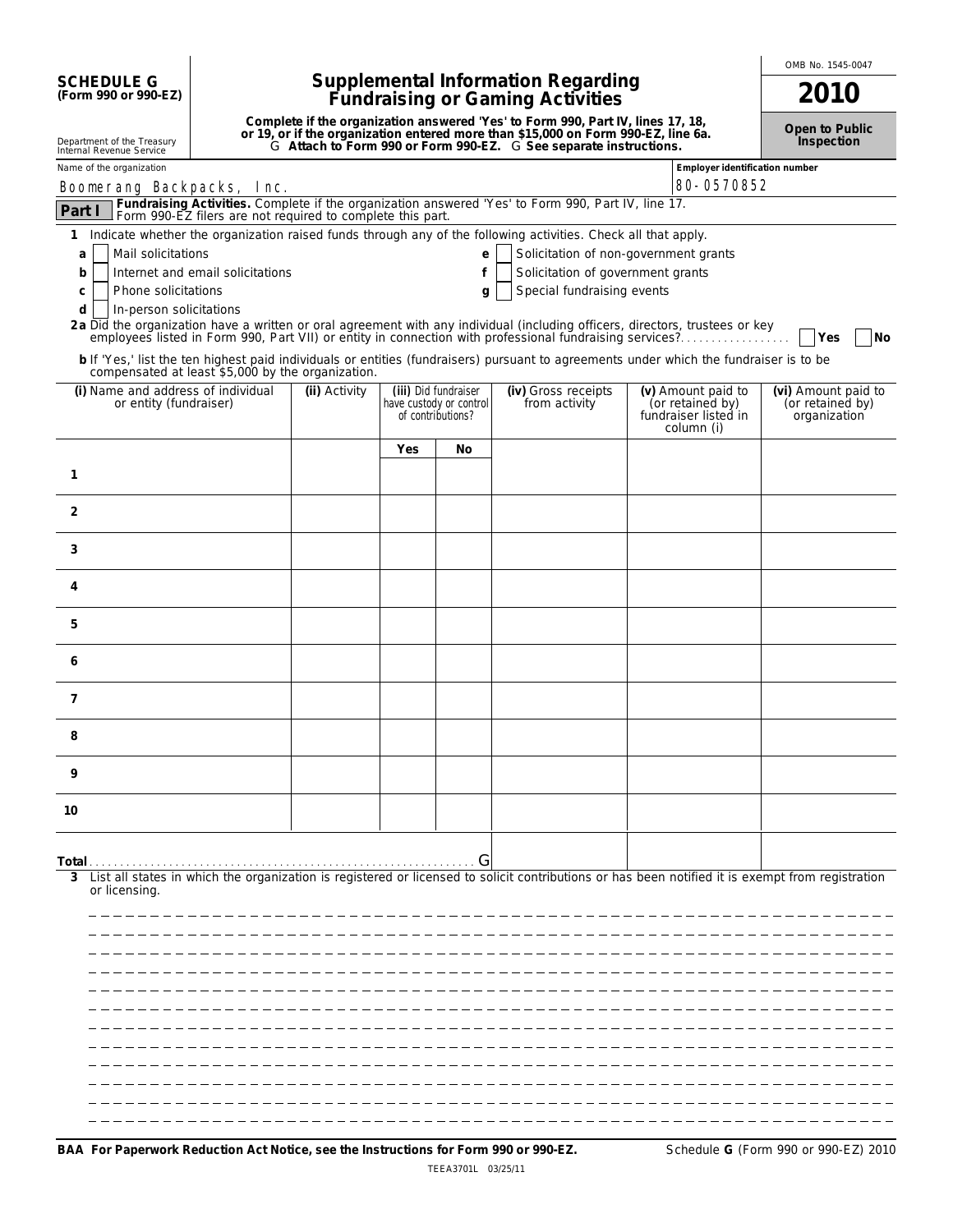**SCHEDULE G**
**(Form 990 or 990-EZ)**

Department of the Treasury
Internal Revenue Service

# Supplemental Information Regarding Fundraising or Gaming Activities

**Complete if the organization answered 'Yes' to Form 990, Part IV, lines 17, 18, or 19, or if the organization entered more than $15,000 on Form 990-EZ, line 6a.**
**▶ Attach to Form 990 or Form 990-EZ. ▶ See separate instructions.**

OMB No. 1545-0047

**2010**

**Open to Public Inspection**

Name of the organization: Boomerang Backpacks, Inc.

Employer identification number: 80-0570852

**Part I** **Fundraising Activities.** Complete if the organization answered 'Yes' to Form 990, Part IV, line 17. Form 990-EZ filers are not required to complete this part.

**1** Indicate whether the organization raised funds through any of the following activities. Check all that apply.

- **a** ☐ Mail solicitations
- **b** ☐ Internet and email solicitations
- **c** ☐ Phone solicitations
- **d** ☐ In-person solicitations
- **e** ☐ Solicitation of non-government grants
- **f** ☐ Solicitation of government grants
- **g** ☐ Special fundraising events

**2a** Did the organization have a written or oral agreement with any individual (including officers, directors, trustees or key employees listed in Form 990, Part VII) or entity in connection with professional fundraising services? ☐ **Yes** ☐ **No**

**b** If 'Yes,' list the ten highest paid individuals or entities (fundraisers) pursuant to agreements under which the fundraiser is to be compensated at least $5,000 by the organization.

| (i) Name and address of individual or entity (fundraiser) | (ii) Activity | (iii) Did fundraiser have custody or control of contributions? | | (iv) Gross receipts from activity | (v) Amount paid to (or retained by) fundraiser listed in column (i) | (vi) Amount paid to (or retained by) organization |
|---|---|---|---|---|---|---|
| | | Yes | No | | | |
| 1 | | | | | | |
| 2 | | | | | | |
| 3 | | | | | | |
| 4 | | | | | | |
| 5 | | | | | | |
| 6 | | | | | | |
| 7 | | | | | | |
| 8 | | | | | | |
| 9 | | | | | | |
| 10 | | | | | | |
| **Total** ▶ | | | | | | |

**3** List all states in which the organization is registered or licensed to solicit contributions or has been notified it is exempt from registration or licensing.

**BAA For Paperwork Reduction Act Notice, see the Instructions for Form 990 or 990-EZ.** Schedule **G** (Form 990 or 990-EZ) 2010

TEEA3701L 03/25/11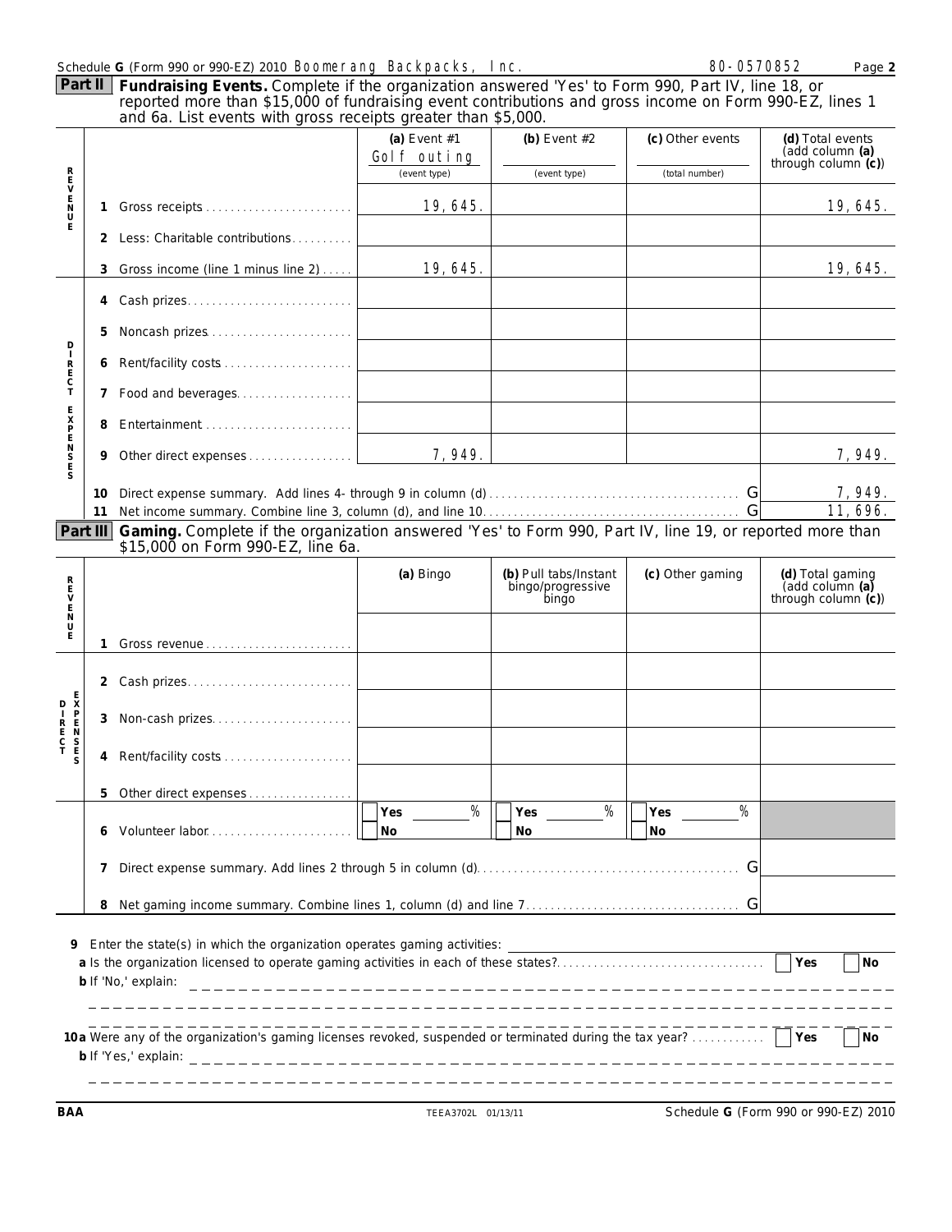Schedule G (Form 990 or 990-EZ) 2010 Boomerang Backpacks, Inc. 80-0570852 Page 2

**Part II Fundraising Events.** Complete if the organization answered 'Yes' to Form 990, Part IV, line 18, or reported more than $15,000 of fundraising event contributions and gross income on Form 990-EZ, lines 1 and 6a. List events with gross receipts greater than $5,000.

| | | (a) Event #1 Golf outing (event type) | (b) Event #2 (event type) | (c) Other events (total number) | (d) Total events (add column (a) through column (c)) |
|---|---|---|---|---|---|
| REVENUE | 1 Gross receipts | 19,645. | | | 19,645. |
| | 2 Less: Charitable contributions | | | | |
| | 3 Gross income (line 1 minus line 2) | 19,645. | | | 19,645. |
| DIRECT EXPENSES | 4 Cash prizes | | | | |
| | 5 Noncash prizes | | | | |
| | 6 Rent/facility costs | | | | |
| | 7 Food and beverages | | | | |
| | 8 Entertainment | | | | |
| | 9 Other direct expenses | 7,949. | | | 7,949. |
| | 10 Direct expense summary. Add lines 4- through 9 in column (d) | | | | 7,949. |
| | 11 Net income summary. Combine line 3, column (d), and line 10 | | | | 11,696. |

**Part III Gaming.** Complete if the organization answered 'Yes' to Form 990, Part IV, line 19, or reported more than $15,000 on Form 990-EZ, line 6a.

| | | (a) Bingo | (b) Pull tabs/Instant bingo/progressive bingo | (c) Other gaming | (d) Total gaming (add column (a) through column (c)) |
|---|---|---|---|---|---|
| REVENUE | 1 Gross revenue | | | | |
| DIRECT EXPENSES | 2 Cash prizes | | | | |
| | 3 Non-cash prizes | | | | |
| | 4 Rent/facility costs | | | | |
| | 5 Other direct expenses | | | | |
| | 6 Volunteer labor | Yes ___% No | Yes ___% No | Yes ___% No | |
| | 7 Direct expense summary. Add lines 2 through 5 in column (d) | | | | |
| | 8 Net gaming income summary. Combine lines 1, column (d) and line 7 | | | | |

9 Enter the state(s) in which the organization operates gaming activities:

a Is the organization licensed to operate gaming activities in each of these states? Yes No

b If 'No,' explain:

10a Were any of the organization's gaming licenses revoked, suspended or terminated during the tax year? Yes No

b If 'Yes,' explain:

BAA TEEA3702L 01/13/11 Schedule G (Form 990 or 990-EZ) 2010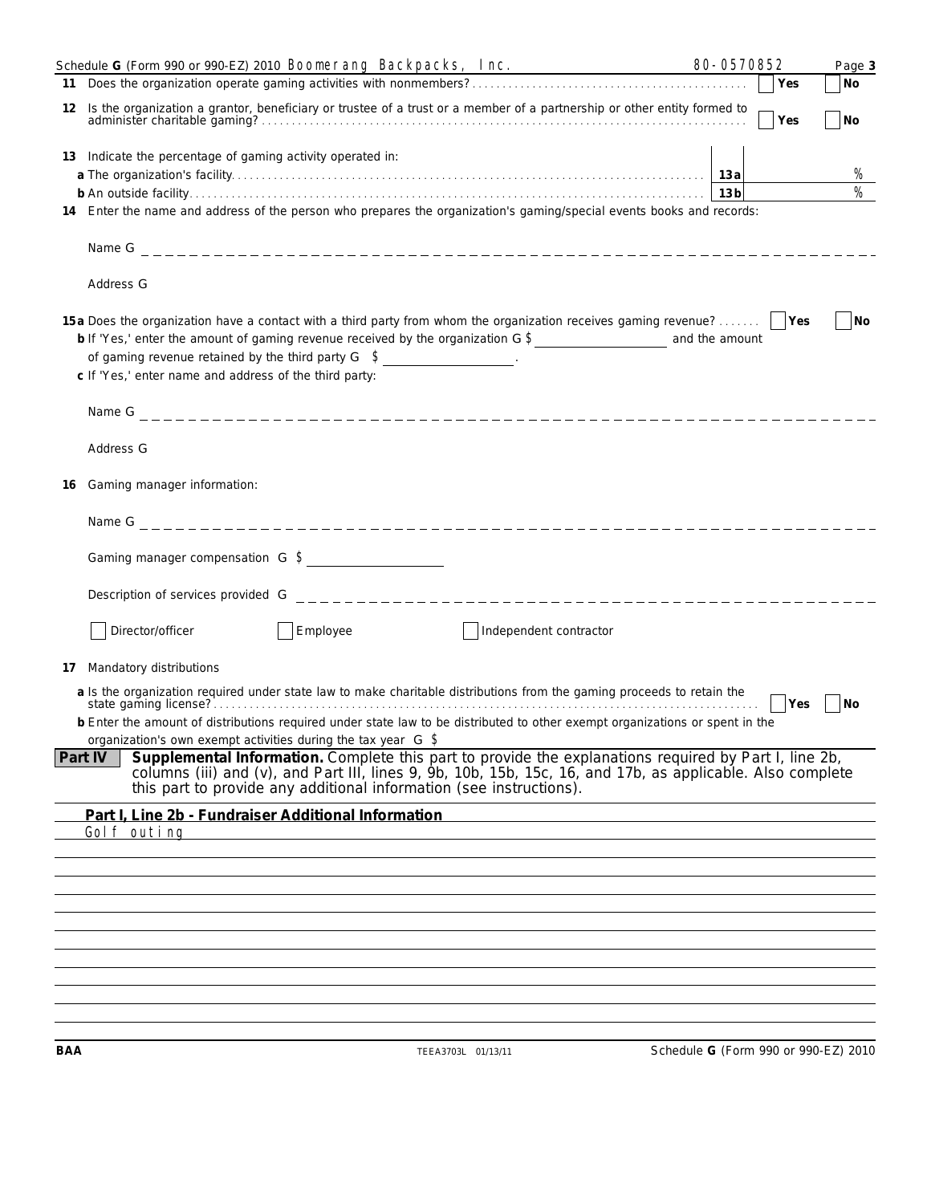Schedule **G** (Form 990 or 990-EZ) 2010 Boomerang Backpacks, Inc. 80-0570852 Page **3**

**11** Does the organization operate gaming activities with nonmembers? ☐ **Yes** ☐ **No**

**12** Is the organization a grantor, beneficiary or trustee of a trust or a member of a partnership or other entity formed to administer charitable gaming? ☐ **Yes** ☐ **No**

**13** Indicate the percentage of gaming activity operated in:

**a** The organization's facility. **13a** %

**b** An outside facility. **13b** %

**14** Enter the name and address of the person who prepares the organization's gaming/special events books and records:

Name ►

Address ►

**15a** Does the organization have a contact with a third party from whom the organization receives gaming revenue? ☐ **Yes** ☐ **No**

**b** If 'Yes,' enter the amount of gaming revenue received by the organization ► $ ____________ and the amount of gaming revenue retained by the third party ► $ ____________.

**c** If 'Yes,' enter name and address of the third party:

Name ►

Address ►

**16** Gaming manager information:

Name ►

Gaming manager compensation ► $

Description of services provided ►

☐ Director/officer ☐ Employee ☐ Independent contractor

**17** Mandatory distributions

**a** Is the organization required under state law to make charitable distributions from the gaming proceeds to retain the state gaming license? ☐ **Yes** ☐ **No**

**b** Enter the amount of distributions required under state law to be distributed to other exempt organizations or spent in the organization's own exempt activities during the tax year ► $

**Part IV** **Supplemental Information.** Complete this part to provide the explanations required by Part I, line 2b, columns (iii) and (v), and Part III, lines 9, 9b, 10b, 15b, 15c, 16, and 17b, as applicable. Also complete this part to provide any additional information (see instructions).

**Part I, Line 2b - Fundraiser Additional Information**

Golf outing

**BAA** TEEA3703L 01/13/11 Schedule **G** (Form 990 or 990-EZ) 2010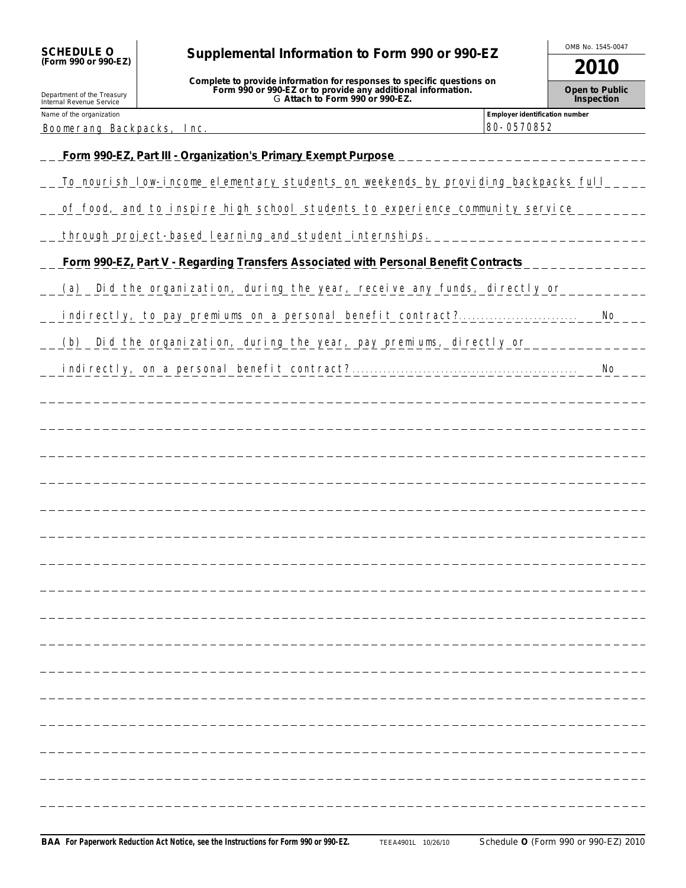**SCHEDULE O**
**(Form 990 or 990-EZ)**

Department of the Treasury
Internal Revenue Service

# Supplemental Information to Form 990 or 990-EZ

**Complete to provide information for responses to specific questions on Form 990 or 990-EZ or to provide any additional information.**
**▶ Attach to Form 990 or 990-EZ.**

OMB No. 1545-0047

**2010**

**Open to Public Inspection**

| Name of the organization | Employer identification number |
|---|---|
| Boomerang Backpacks, Inc. | 80-0570852 |

**Form 990-EZ, Part III - Organization's Primary Exempt Purpose**

To nourish low-income elementary students on weekends by providing backpacks full of food, and to inspire high school students to experience community service through project-based learning and student internships.

**Form 990-EZ, Part V - Regarding Transfers Associated with Personal Benefit Contracts**

(a) Did the organization, during the year, receive any funds, directly or indirectly, to pay premiums on a personal benefit contract? .......... No

(b) Did the organization, during the year, pay premiums, directly or indirectly, on a personal benefit contract? .......... No

**BAA For Paperwork Reduction Act Notice, see the Instructions for Form 990 or 990-EZ.** TEEA4901L 10/26/10 Schedule **O** (Form 990 or 990-EZ) 2010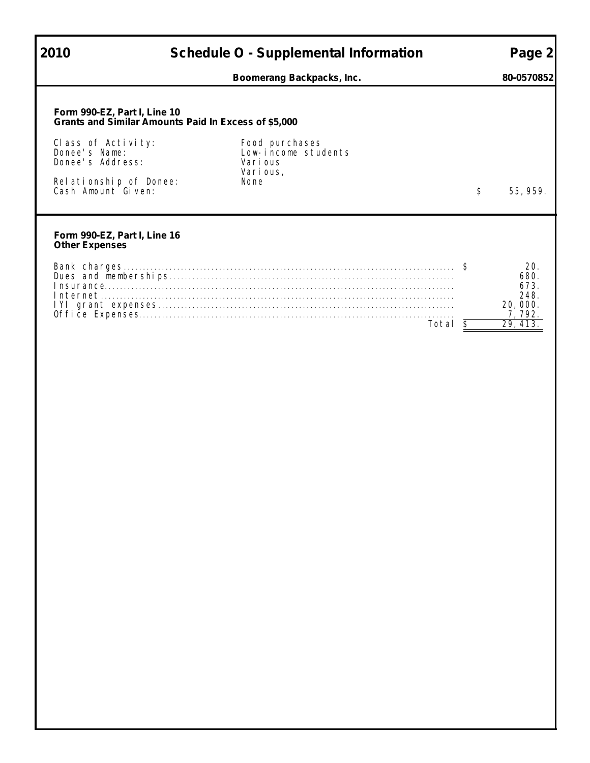# 2010 Schedule O - Supplemental Information

**Boomerang Backpacks, Inc.** **80-0570852**

**Form 990-EZ, Part I, Line 10**
**Grants and Similar Amounts Paid In Excess of $5,000**

| | | |
|---|---|---|
| Class of Activity: | Food purchases | |
| Donee's Name: | Low-income students | |
| Donee's Address: | Various<br>Various, | |
| Relationship of Donee: | None | |
| Cash Amount Given: | | $ 55,959. |

**Form 990-EZ, Part I, Line 16**
**Other Expenses**

| | |
|---|---|
| Bank charges | $ 20. |
| Dues and memberships | 680. |
| Insurance | 673. |
| Internet | 248. |
| IYI grant expenses | 20,000. |
| Office Expenses | 7,792. |
| Total | $ 29,413. |